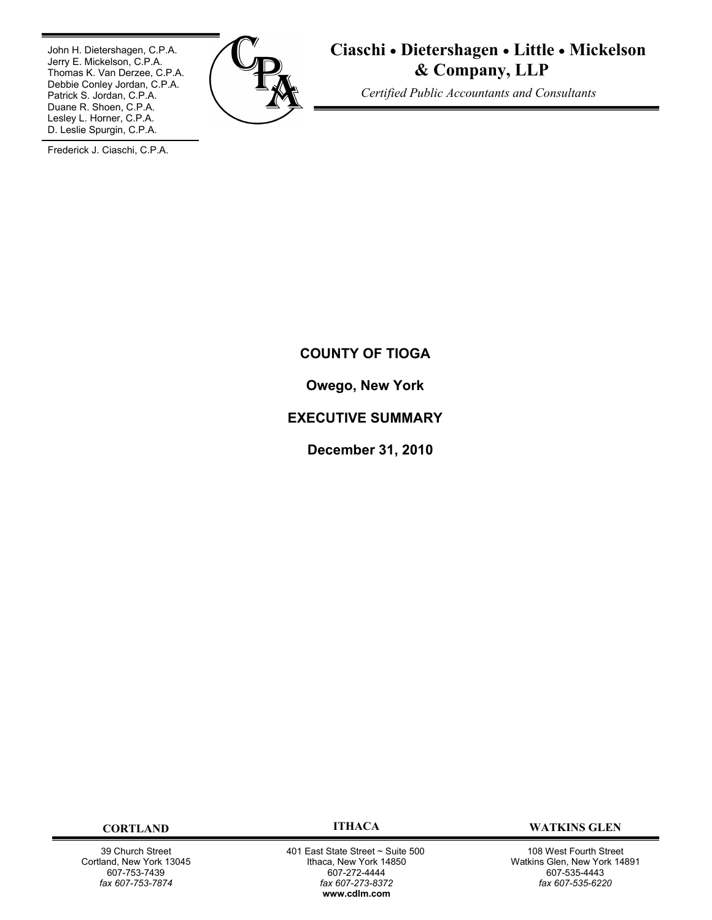John H. Dietershagen, C.P.A.
Jerry E. Mickelson, C.P.A.
Thomas K. Van Derzee, C.P.A.
Debbie Conley Jordan, C.P.A.
Patrick S. Jordan, C.P.A.
Duane R. Shoen, C.P.A.
Lesley L. Horner, C.P.A.
D. Leslie Spurgin, C.P.A.

Frederick J. Ciaschi, C.P.A.

**Ciaschi • Dietershagen • Little • Mickelson & Company, LLP**

*Certified Public Accountants and Consultants*

**COUNTY OF TIOGA**

**Owego, New York**

**EXECUTIVE SUMMARY**

**December 31, 2010**

| CORTLAND | ITHACA | WATKINS GLEN |
|---|---|---|
| 39 Church Street | 401 East State Street ~ Suite 500 | 108 West Fourth Street |
| Cortland, New York 13045 | Ithaca, New York 14850 | Watkins Glen, New York 14891 |
| 607-753-7439 | 607-272-4444 | 607-535-4443 |
| *fax 607-753-7874* | *fax 607-273-8372* | *fax 607-535-6220* |
| | **www.cdlm.com** | |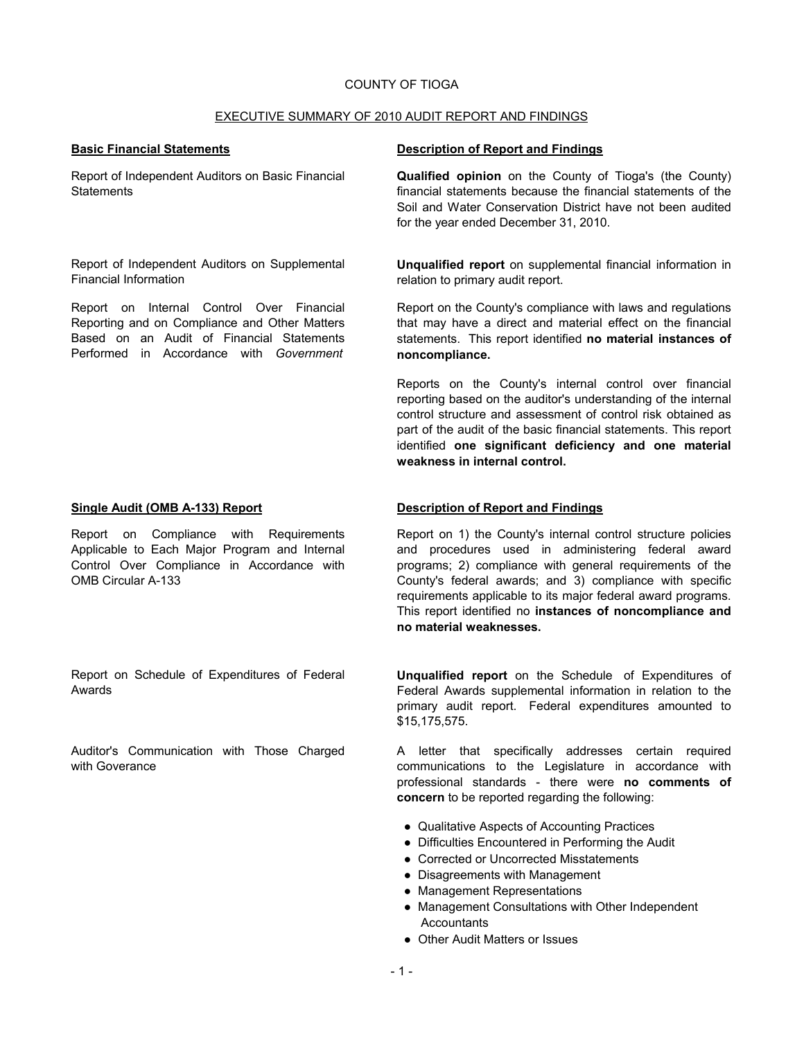COUNTY OF TIOGA

EXECUTIVE SUMMARY OF 2010 AUDIT REPORT AND FINDINGS

| **Basic Financial Statements** | **Description of Report and Findings** |
| --- | --- |
| Report of Independent Auditors on Basic Financial Statements | **Qualified opinion** on the County of Tioga's (the County) financial statements because the financial statements of the Soil and Water Conservation District have not been audited for the year ended December 31, 2010. |
| Report of Independent Auditors on Supplemental Financial Information | **Unqualified report** on supplemental financial information in relation to primary audit report. |
| Report on Internal Control Over Financial Reporting and on Compliance and Other Matters Based on an Audit of Financial Statements Performed in Accordance with *Government* | Report on the County's compliance with laws and regulations that may have a direct and material effect on the financial statements. This report identified **no material instances of noncompliance.**<br><br>Reports on the County's internal control over financial reporting based on the auditor's understanding of the internal control structure and assessment of control risk obtained as part of the audit of the basic financial statements. This report identified **one significant deficiency and one material weakness in internal control.** |

| **Single Audit (OMB A-133) Report** | **Description of Report and Findings** |
| --- | --- |
| Report on Compliance with Requirements Applicable to Each Major Program and Internal Control Over Compliance in Accordance with OMB Circular A-133 | Report on 1) the County's internal control structure policies and procedures used in administering federal award programs; 2) compliance with general requirements of the County's federal awards; and 3) compliance with specific requirements applicable to its major federal award programs. This report identified no **instances of noncompliance and no material weaknesses.** |
| Report on Schedule of Expenditures of Federal Awards | **Unqualified report** on the Schedule of Expenditures of Federal Awards supplemental information in relation to the primary audit report. Federal expenditures amounted to $15,175,575. |
| Auditor's Communication with Those Charged with Goverance | A letter that specifically addresses certain required communications to the Legislature in accordance with professional standards - there were **no comments of concern** to be reported regarding the following:<br>● Qualitative Aspects of Accounting Practices<br>● Difficulties Encountered in Performing the Audit<br>● Corrected or Uncorrected Misstatements<br>● Disagreements with Management<br>● Management Representations<br>● Management Consultations with Other Independent Accountants<br>● Other Audit Matters or Issues |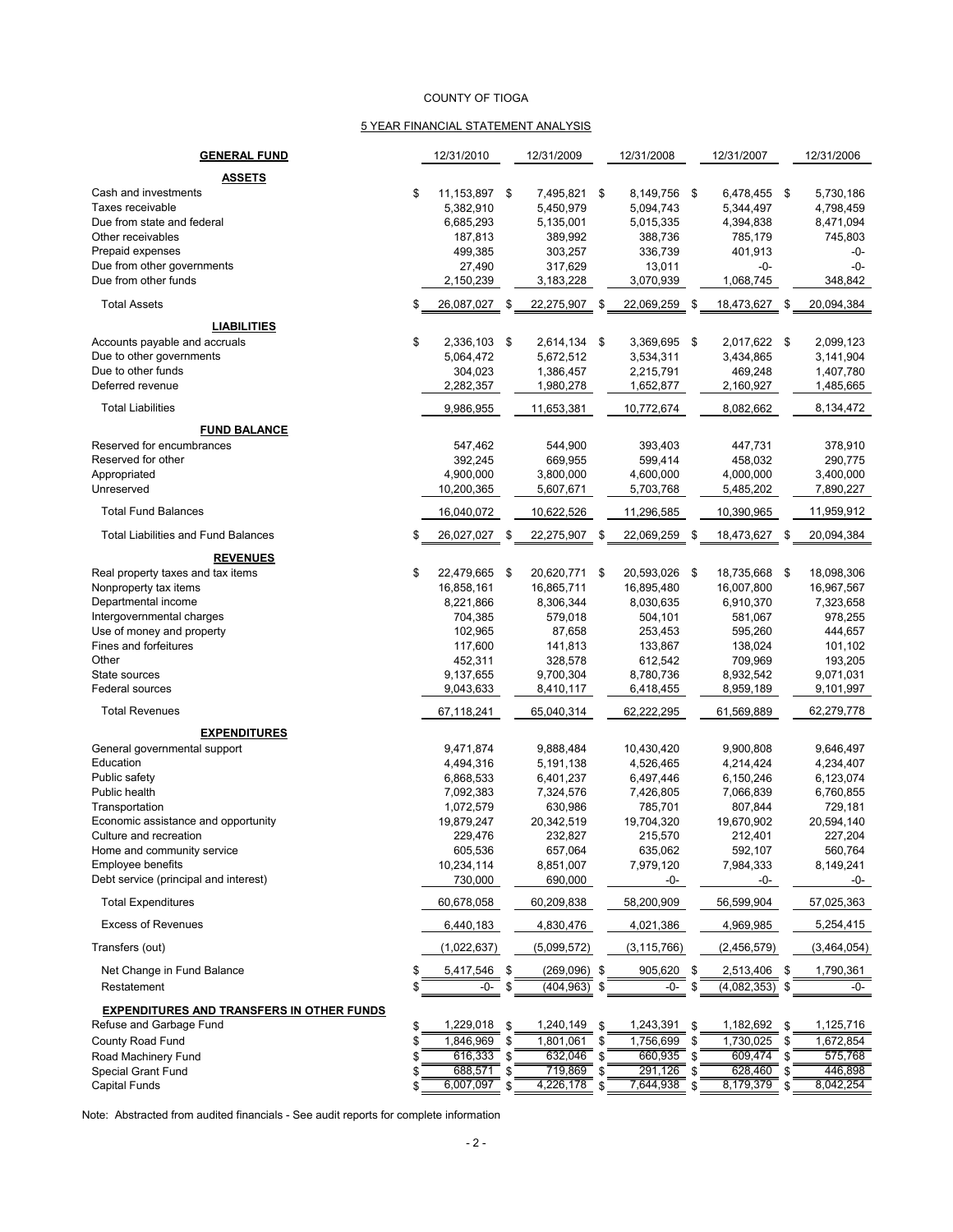COUNTY OF TIOGA

5 YEAR FINANCIAL STATEMENT ANALYSIS

| GENERAL FUND | 12/31/2010 | 12/31/2009 | 12/31/2008 | 12/31/2007 | 12/31/2006 |
|---|---|---|---|---|---|
| **ASSETS** | | | | | |
| Cash and investments | $ 11,153,897 | $ 7,495,821 | $ 8,149,756 | $ 6,478,455 | $ 5,730,186 |
| Taxes receivable | 5,382,910 | 5,450,979 | 5,094,743 | 5,344,497 | 4,798,459 |
| Due from state and federal | 6,685,293 | 5,135,001 | 5,015,335 | 4,394,838 | 8,471,094 |
| Other receivables | 187,813 | 389,992 | 388,736 | 785,179 | 745,803 |
| Prepaid expenses | 499,385 | 303,257 | 336,739 | 401,913 | -0- |
| Due from other governments | 27,490 | 317,629 | 13,011 | -0- | -0- |
| Due from other funds | 2,150,239 | 3,183,228 | 3,070,939 | 1,068,745 | 348,842 |
| Total Assets | $ 26,087,027 | $ 22,275,907 | $ 22,069,259 | $ 18,473,627 | $ 20,094,384 |
| **LIABILITIES** | | | | | |
| Accounts payable and accruals | $ 2,336,103 | $ 2,614,134 | $ 3,369,695 | $ 2,017,622 | $ 2,099,123 |
| Due to other governments | 5,064,472 | 5,672,512 | 3,534,311 | 3,434,865 | 3,141,904 |
| Due to other funds | 304,023 | 1,386,457 | 2,215,791 | 469,248 | 1,407,780 |
| Deferred revenue | 2,282,357 | 1,980,278 | 1,652,877 | 2,160,927 | 1,485,665 |
| Total Liabilities | 9,986,955 | 11,653,381 | 10,772,674 | 8,082,662 | 8,134,472 |
| **FUND BALANCE** | | | | | |
| Reserved for encumbrances | 547,462 | 544,900 | 393,403 | 447,731 | 378,910 |
| Reserved for other | 392,245 | 669,955 | 599,414 | 458,032 | 290,775 |
| Appropriated | 4,900,000 | 3,800,000 | 4,600,000 | 4,000,000 | 3,400,000 |
| Unreserved | 10,200,365 | 5,607,671 | 5,703,768 | 5,485,202 | 7,890,227 |
| Total Fund Balances | 16,040,072 | 10,622,526 | 11,296,585 | 10,390,965 | 11,959,912 |
| Total Liabilities and Fund Balances | $ 26,027,027 | $ 22,275,907 | $ 22,069,259 | $ 18,473,627 | $ 20,094,384 |
| **REVENUES** | | | | | |
| Real property taxes and tax items | $ 22,479,665 | $ 20,620,771 | $ 20,593,026 | $ 18,735,668 | $ 18,098,306 |
| Nonproperty tax items | 16,858,161 | 16,865,711 | 16,895,480 | 16,007,800 | 16,967,567 |
| Departmental income | 8,221,866 | 8,306,344 | 8,030,635 | 6,910,370 | 7,323,658 |
| Intergovernmental charges | 704,385 | 579,018 | 504,101 | 581,067 | 978,255 |
| Use of money and property | 102,965 | 87,658 | 253,453 | 595,260 | 444,657 |
| Fines and forfeitures | 117,600 | 141,813 | 133,867 | 138,024 | 101,102 |
| Other | 452,311 | 328,578 | 612,542 | 709,969 | 193,205 |
| State sources | 9,137,655 | 9,700,304 | 8,780,736 | 8,932,542 | 9,071,031 |
| Federal sources | 9,043,633 | 8,410,117 | 6,418,455 | 8,959,189 | 9,101,997 |
| Total Revenues | 67,118,241 | 65,040,314 | 62,222,295 | 61,569,889 | 62,279,778 |
| **EXPENDITURES** | | | | | |
| General governmental support | 9,471,874 | 9,888,484 | 10,430,420 | 9,900,808 | 9,646,497 |
| Education | 4,494,316 | 5,191,138 | 4,526,465 | 4,214,424 | 4,234,407 |
| Public safety | 6,868,533 | 6,401,237 | 6,497,446 | 6,150,246 | 6,123,074 |
| Public health | 7,092,383 | 7,324,576 | 7,426,805 | 7,066,839 | 6,760,855 |
| Transportation | 1,072,579 | 630,986 | 785,701 | 807,844 | 729,181 |
| Economic assistance and opportunity | 19,879,247 | 20,342,519 | 19,704,320 | 19,670,902 | 20,594,140 |
| Culture and recreation | 229,476 | 232,827 | 215,570 | 212,401 | 227,204 |
| Home and community service | 605,536 | 657,064 | 635,062 | 592,107 | 560,764 |
| Employee benefits | 10,234,114 | 8,851,007 | 7,979,120 | 7,984,333 | 8,149,241 |
| Debt service (principal and interest) | 730,000 | 690,000 | -0- | -0- | -0- |
| Total Expenditures | 60,678,058 | 60,209,838 | 58,200,909 | 56,599,904 | 57,025,363 |
| Excess of Revenues | 6,440,183 | 4,830,476 | 4,021,386 | 4,969,985 | 5,254,415 |
| Transfers (out) | (1,022,637) | (5,099,572) | (3,115,766) | (2,456,579) | (3,464,054) |
| Net Change in Fund Balance | $ 5,417,546 | $ (269,096) | $ 905,620 | $ 2,513,406 | $ 1,790,361 |
| Restatement | $ -0- | $ (404,963) | $ -0- | $ (4,082,353) | $ -0- |
| **EXPENDITURES AND TRANSFERS IN OTHER FUNDS** | | | | | |
| Refuse and Garbage Fund | $ 1,229,018 | $ 1,240,149 | $ 1,243,391 | $ 1,182,692 | $ 1,125,716 |
| County Road Fund | $ 1,846,969 | $ 1,801,061 | $ 1,756,699 | $ 1,730,025 | $ 1,672,854 |
| Road Machinery Fund | $ 616,333 | $ 632,046 | $ 660,935 | $ 609,474 | $ 575,768 |
| Special Grant Fund | $ 688,571 | $ 719,869 | $ 291,126 | $ 628,460 | $ 446,898 |
| Capital Funds | $ 6,007,097 | $ 4,226,178 | $ 7,644,938 | $ 8,179,379 | $ 8,042,254 |

Note: Abstracted from audited financials - See audit reports for complete information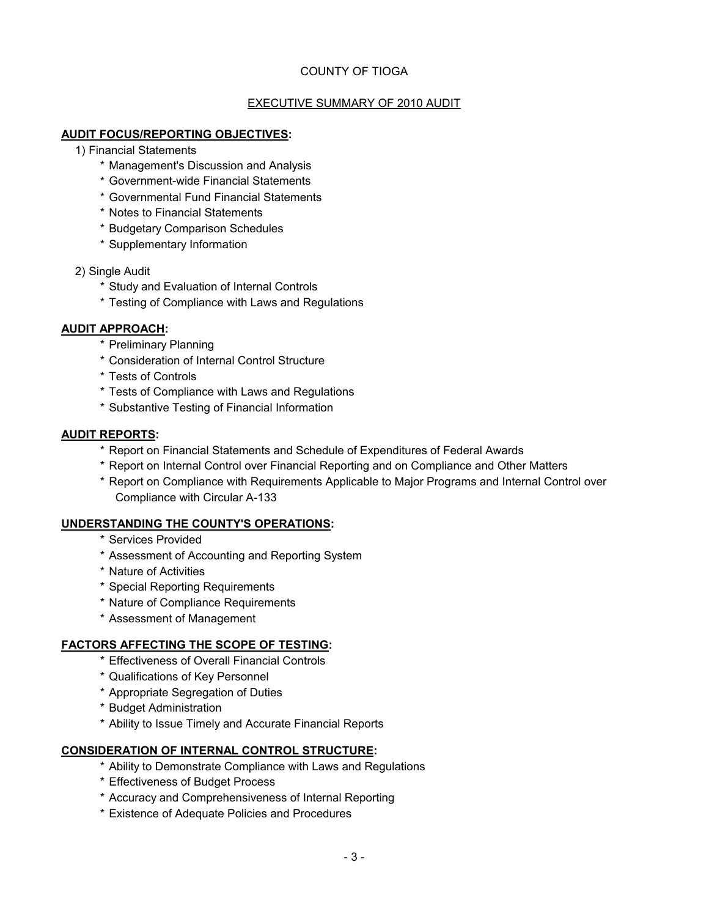COUNTY OF TIOGA

EXECUTIVE SUMMARY OF 2010 AUDIT

**AUDIT FOCUS/REPORTING OBJECTIVES:**

1) Financial Statements
    * Management's Discussion and Analysis
    * Government-wide Financial Statements
    * Governmental Fund Financial Statements
    * Notes to Financial Statements
    * Budgetary Comparison Schedules
    * Supplementary Information

2) Single Audit
    * Study and Evaluation of Internal Controls
    * Testing of Compliance with Laws and Regulations

**AUDIT APPROACH:**

* Preliminary Planning
* Consideration of Internal Control Structure
* Tests of Controls
* Tests of Compliance with Laws and Regulations
* Substantive Testing of Financial Information

**AUDIT REPORTS:**

* Report on Financial Statements and Schedule of Expenditures of Federal Awards
* Report on Internal Control over Financial Reporting and on Compliance and Other Matters
* Report on Compliance with Requirements Applicable to Major Programs and Internal Control over Compliance with Circular A-133

**UNDERSTANDING THE COUNTY'S OPERATIONS:**

* Services Provided
* Assessment of Accounting and Reporting System
* Nature of Activities
* Special Reporting Requirements
* Nature of Compliance Requirements
* Assessment of Management

**FACTORS AFFECTING THE SCOPE OF TESTING:**

* Effectiveness of Overall Financial Controls
* Qualifications of Key Personnel
* Appropriate Segregation of Duties
* Budget Administration
* Ability to Issue Timely and Accurate Financial Reports

**CONSIDERATION OF INTERNAL CONTROL STRUCTURE:**

* Ability to Demonstrate Compliance with Laws and Regulations
* Effectiveness of Budget Process
* Accuracy and Comprehensiveness of Internal Reporting
* Existence of Adequate Policies and Procedures